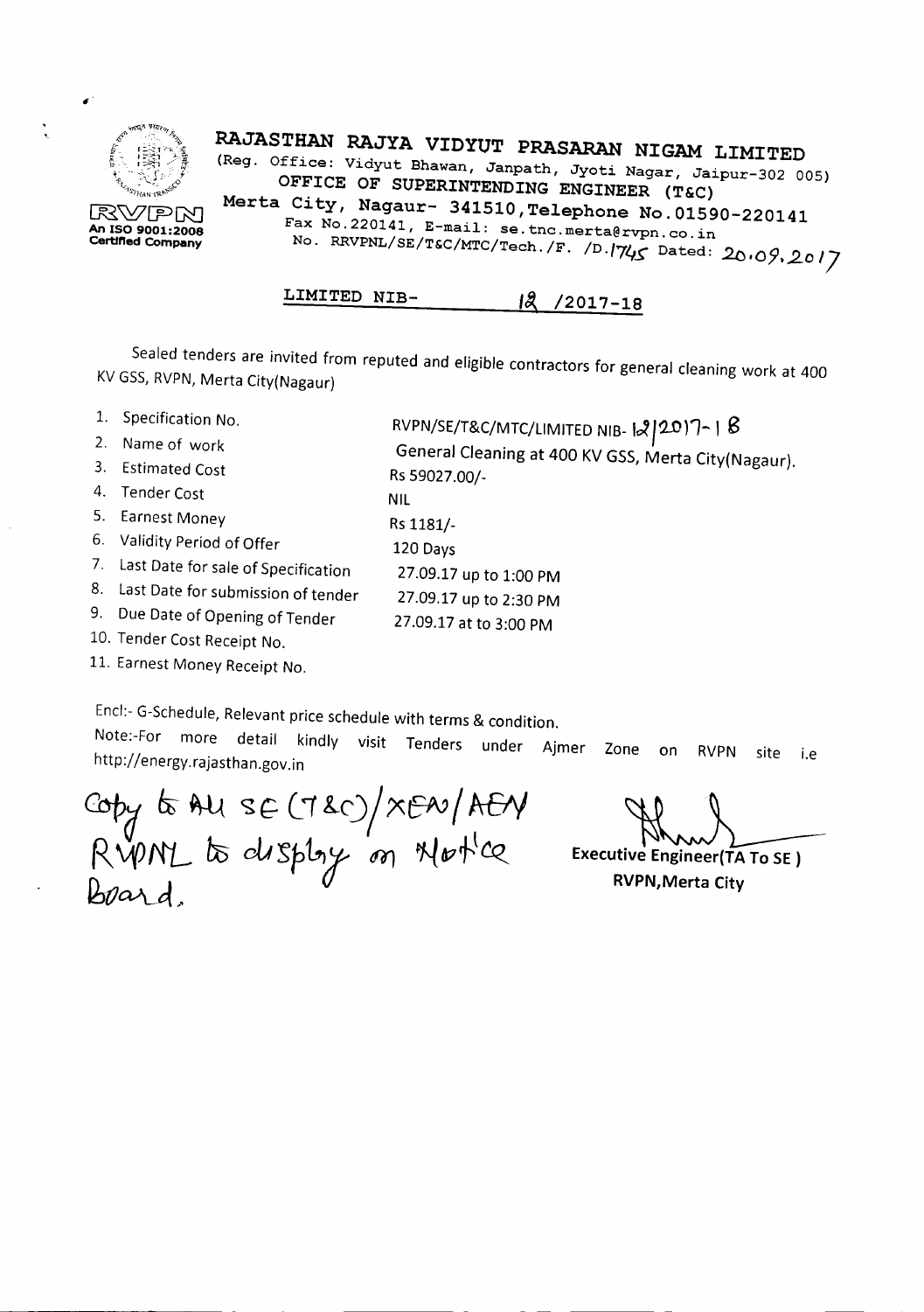RVPN
An ISO 9001:2008 Certified Company

# RAJASTHAN RAJYA VIDYUT PRASARAN NIGAM LIMITED

(Reg. Office: Vidyut Bhawan, Janpath, Jyoti Nagar, Jaipur-302 005)

**OFFICE OF SUPERINTENDING ENGINEER (T&C)**

**Merta City, Nagaur- 341510, Telephone No.01590-220141**

Fax No.220141, E-mail: se.tnc.merta@rvpn.co.in

No. RRVPNL/SE/T&C/MTC/Tech./F. /D.1745 Dated: 20.09.2017

## LIMITED NIB- 12 /2017-18

Sealed tenders are invited from reputed and eligible contractors for general cleaning work at 400 KV GSS, RVPN, Merta City(Nagaur)

| | |
|---|---|
| 1. Specification No. | RVPN/SE/T&C/MTC/LIMITED NIB- 12/2017-18 |
| 2. Name of work | General Cleaning at 400 KV GSS, Merta City(Nagaur). |
| 3. Estimated Cost | Rs 59027.00/- |
| 4. Tender Cost | NIL |
| 5. Earnest Money | Rs 1181/- |
| 6. Validity Period of Offer | 120 Days |
| 7. Last Date for sale of Specification | 27.09.17 up to 1:00 PM |
| 8. Last Date for submission of tender | 27.09.17 up to 2:30 PM |
| 9. Due Date of Opening of Tender | 27.09.17 at to 3:00 PM |
| 10. Tender Cost Receipt No. | |
| 11. Earnest Money Receipt No. | |

Encl:- G-Schedule, Relevant price schedule with terms & condition.

Note:-For more detail kindly visit Tenders under Ajmer Zone on RVPN site i.e http://energy.rajasthan.gov.in

Copy to All SE (T&C)/XEN/AEN RVPNL to display on Notice Board.

**Executive Engineer(TA To SE)**

**RVPN,Merta City**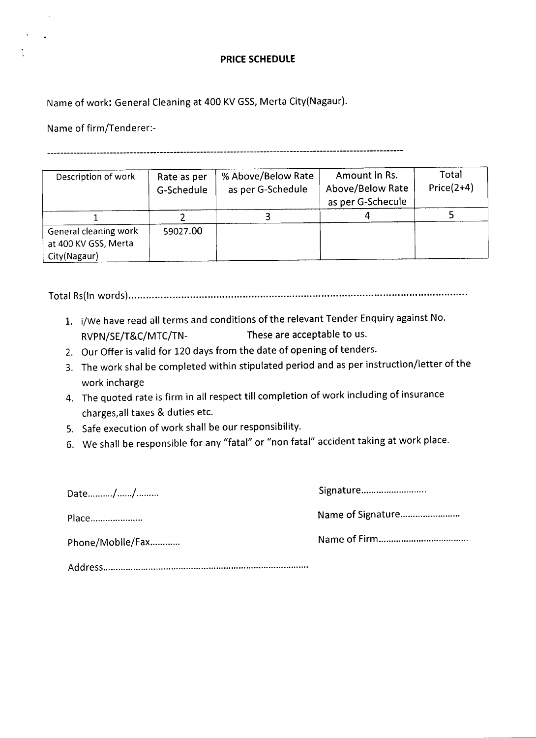# PRICE SCHEDULE

Name of work: General Cleaning at 400 KV GSS, Merta City(Nagaur).

Name of firm/Tenderer:-

--------------------------------------------------------------------------------------------------------

| Description of work | Rate as per G-Schedule | % Above/Below Rate as per G-Schedule | Amount in Rs. Above/Below Rate as per G-Schecule | Total Price(2+4) |
|---|---|---|---|---|
| 1 | 2 | 3 | 4 | 5 |
| General cleaning work at 400 KV GSS, Merta City(Nagaur) | 59027.00 | | | |

Total Rs(In words)..........................................................................................................

1. i/We have read all terms and conditions of the relevant Tender Enquiry against No. RVPN/SE/T&C/MTC/TN- These are acceptable to us.
2. Our Offer is valid for 120 days from the date of opening of tenders.
3. The work shal be completed within stipulated period and as per instruction/letter of the work incharge
4. The quoted rate is firm in all respect till completion of work including of insurance charges,all taxes & duties etc.
5. Safe execution of work shall be our responsibility.
6. We shall be responsible for any "fatal" or "non fatal" accident taking at work place.

Date........../....../.........

Signature.........................

Place.....................

Name of Signature.......................

Phone/Mobile/Fax............

Name of Firm..................................

Address................................................................................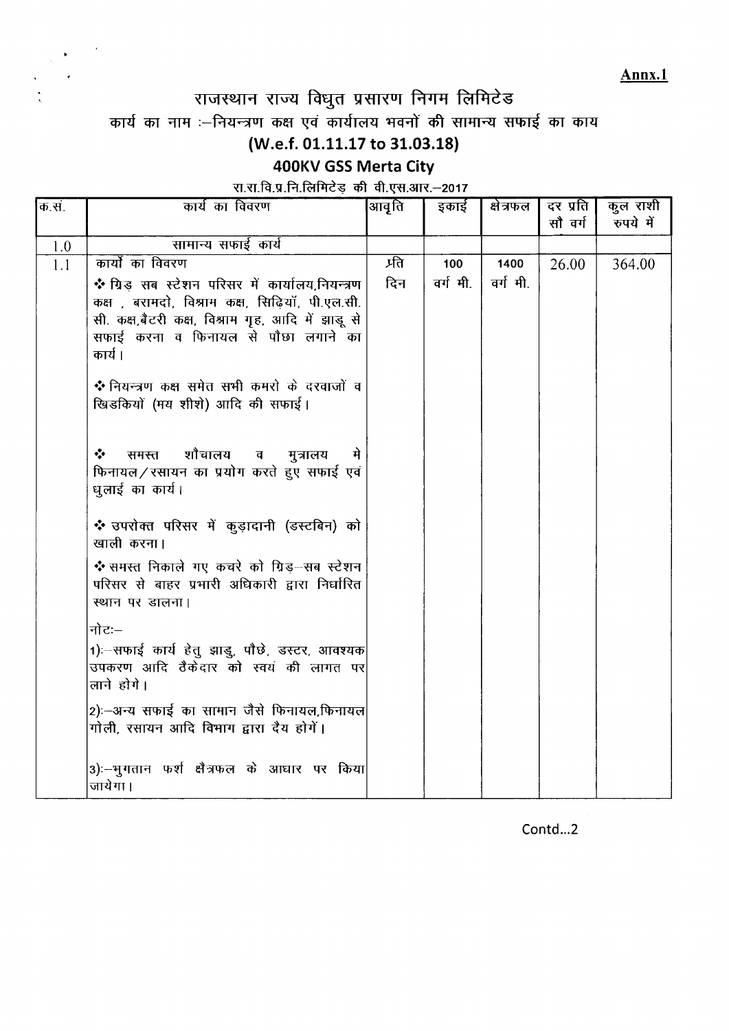**Annx.1**

# राजस्थान राज्य विधुत प्रसारण निगम लिमिटेड

## कार्य का नाम :–नियन्त्रण कक्ष एवं कार्यालय भवनों की सामान्य सफाई का काय

### (W.e.f. 01.11.17 to 31.03.18)

### 400KV GSS Merta City

रा.रा.वि.प्र.नि.लिमिटेड़ की वी.एस.आर.–2017

| क.सं. | कार्य का विवरण | आवृति | इकाई | क्षेत्रफल | दर प्रति सौ वर्ग | कुल राशी रुपये में |
|---|---|---|---|---|---|---|
| 1.0 | सामान्य सफाई कार्य | | | | | |
| 1.1 | कार्यो का विवरण<br>❖ ग्रिड़ सब स्टेशन परिसर में कार्यालय,नियन्त्रण कक्ष , बरामदो, विश्राम कक्ष, सिढियॉं, पी.एल.सी.सी. कक्ष,बैटरी कक्ष, विश्राम गृह, आदि में झाडू से सफाई करना व फिनायल से पौछा लगाने का कार्य।<br>❖ नियन्त्रण कक्ष समेत सभी कमरो के दरवाजों व खिडकियों (मय शीशे) आदि की सफाई।<br>❖ समस्त शौचालय व मुत्रालय मे फिनायल/रसायन का प्रयोग करते हुए सफाई एवं धुलाई का कार्य।<br>❖ उपरोक्त परिसर में कुड़ादानी (डस्टबिन) को खाली करना।<br>❖ समस्त निकाले गए कचरे को ग्रिड़–सब स्टेशन परिसर से बाहर प्रभारी अधिकारी द्वारा निर्धारित स्थान पर डालना।<br>नोटः–<br>1):–सफाई कार्य हेतु झाडु, पौछे, डस्टर, आवश्यक उपकरण आदि ठैकेदार को स्वयं की लागत पर लाने होगे।<br>2):–अन्य सफाई का सामान जैसे फिनायल,फिनायल गोली, रसायन आदि विभाग द्वारा दैय होगें।<br>3):–भुगतान फर्श क्षैत्रफल के आधार पर किया जायेगा। | प्रति दिन | 100 वर्ग मी. | 1400 वर्ग मी. | 26.00 | 364.00 |

Contd...2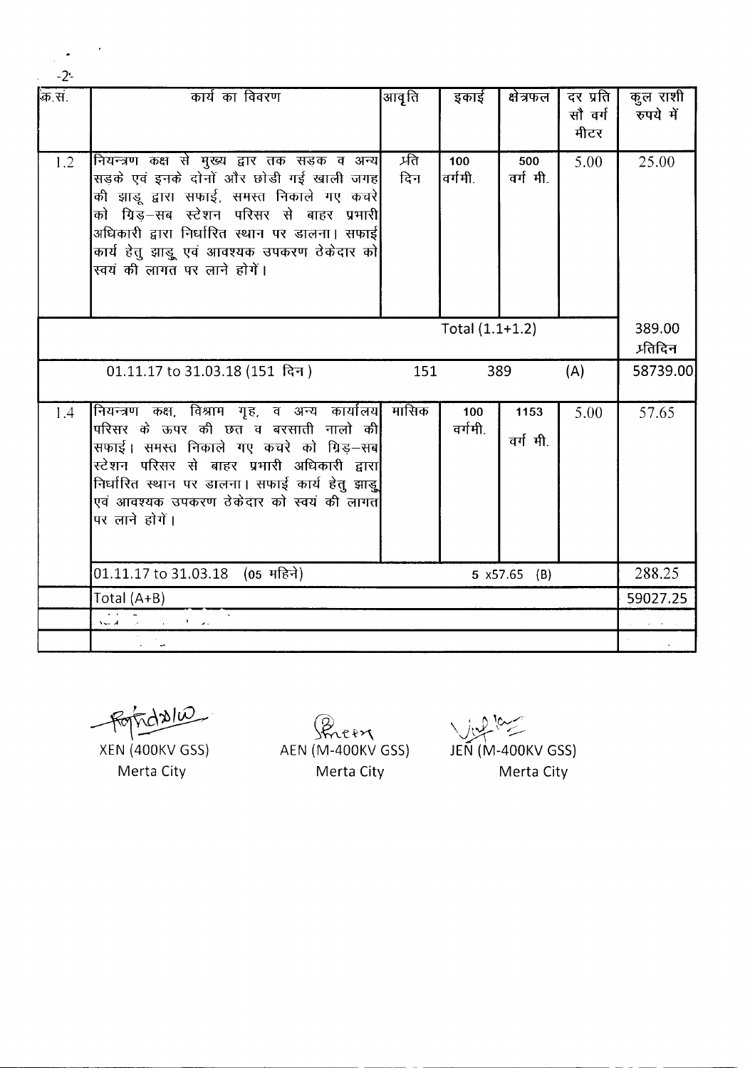| क्र.सं. | कार्य का विवरण | आवृति | इकाई | क्षेत्रफल | दर प्रति सौ वर्ग मीटर | कुल राशी रुपये में |
|---|---|---|---|---|---|---|
| 1.2 | नियन्त्रण कक्ष से मुख्य द्वार तक सड़क व अन्य सड़के एवं इनके दोनों और छोडी गई खाली जगह की झाडू द्वारा सफाई, समस्त निकाले गए कचरे को ग्रिड–सब स्टेशन परिसर से बाहर प्रभारी अधिकारी द्वारा निर्धारित स्थान पर डालना। सफाई कार्य हेतु झाडू एवं आवश्यक उपकरण ठेकेदार को स्वयं की लागत पर लाने होगें। | प्रति दिन | 100 वर्गमी. | 500 वर्ग मी. | 5.00 | 25.00 |
| | | Total (1.1+1.2) | | | | 389.00 प्रतिदिन |
| | 01.11.17 to 31.03.18 (151 दिन) | 151 | | 389 | (A) | 58739.00 |
| 1.4 | नियन्त्रण कक्ष, विश्राम गृह, व अन्य कार्यालय परिसर के ऊपर की छत व बरसाती नालो की सफाई। समस्त निकाले गए कचरे को ग्रिड–सब स्टेशन परिसर से बाहर प्रभारी अधिकारी द्वारा निर्धारित स्थान पर डालना। सफाई कार्य हेतु झाडू एवं आवश्यक उपकरण ठेकेदार को स्वयं की लागत पर लाने होगें। | मासिक | 100 वर्गमी. | 1153 वर्ग मी. | 5.00 | 57.65 |
| | 01.11.17 to 31.03.18 (05 महिने) | | | 5 x57.65 (B) | | 288.25 |
| | Total (A+B) | | | | | 59027.25 |

XEN (400KV GSS)
Merta City

AEN (M-400KV GSS)
Merta City

JEN (M-400KV GSS)
Merta City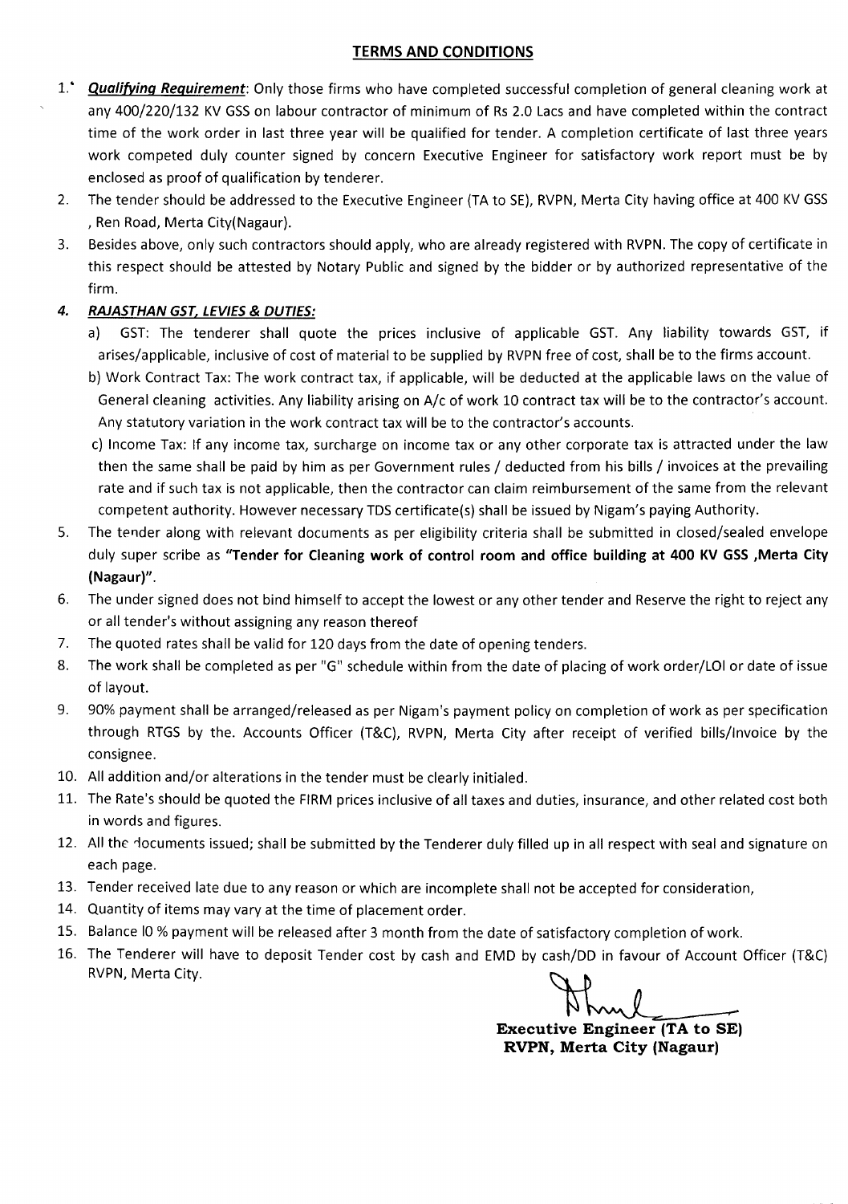## TERMS AND CONDITIONS

1. ***Qualifying Requirement***: Only those firms who have completed successful completion of general cleaning work at any 400/220/132 KV GSS on labour contractor of minimum of Rs 2.0 Lacs and have completed within the contract time of the work order in last three year will be qualified for tender. A completion certificate of last three years work competed duly counter signed by concern Executive Engineer for satisfactory work report must be by enclosed as proof of qualification by tenderer.
2. The tender should be addressed to the Executive Engineer (TA to SE), RVPN, Merta City having office at 400 KV GSS , Ren Road, Merta City(Nagaur).
3. Besides above, only such contractors should apply, who are already registered with RVPN. The copy of certificate in this respect should be attested by Notary Public and signed by the bidder or by authorized representative of the firm.
4. ***RAJASTHAN GST, LEVIES & DUTIES:***
   a) GST: The tenderer shall quote the prices inclusive of applicable GST. Any liability towards GST, if arises/applicable, inclusive of cost of material to be supplied by RVPN free of cost, shall be to the firms account.
   b) Work Contract Tax: The work contract tax, if applicable, will be deducted at the applicable laws on the value of General cleaning activities. Any liability arising on A/c of work 10 contract tax will be to the contractor's account. Any statutory variation in the work contract tax will be to the contractor's accounts.
   c) Income Tax: If any income tax, surcharge on income tax or any other corporate tax is attracted under the law then the same shall be paid by him as per Government rules / deducted from his bills / invoices at the prevailing rate and if such tax is not applicable, then the contractor can claim reimbursement of the same from the relevant competent authority. However necessary TDS certificate(s) shall be issued by Nigam's paying Authority.
5. The tender along with relevant documents as per eligibility criteria shall be submitted in closed/sealed envelope duly super scribe as **"Tender for Cleaning work of control room and office building at 400 KV GSS ,Merta City (Nagaur)"**.
6. The under signed does not bind himself to accept the lowest or any other tender and Reserve the right to reject any or all tender's without assigning any reason thereof
7. The quoted rates shall be valid for 120 days from the date of opening tenders.
8. The work shall be completed as per "G" schedule within from the date of placing of work order/LOI or date of issue of layout.
9. 90% payment shall be arranged/released as per Nigam's payment policy on completion of work as per specification through RTGS by the. Accounts Officer (T&C), RVPN, Merta City after receipt of verified bills/Invoice by the consignee.
10. All addition and/or alterations in the tender must be clearly initialed.
11. The Rate's should be quoted the FIRM prices inclusive of all taxes and duties, insurance, and other related cost both in words and figures.
12. All the documents issued; shall be submitted by the Tenderer duly filled up in all respect with seal and signature on each page.
13. Tender received late due to any reason or which are incomplete shall not be accepted for consideration,
14. Quantity of items may vary at the time of placement order.
15. Balance 10 % payment will be released after 3 month from the date of satisfactory completion of work.
16. The Tenderer will have to deposit Tender cost by cash and EMD by cash/DD in favour of Account Officer (T&C) RVPN, Merta City.

**Executive Engineer (TA to SE)**
**RVPN, Merta City (Nagaur)**